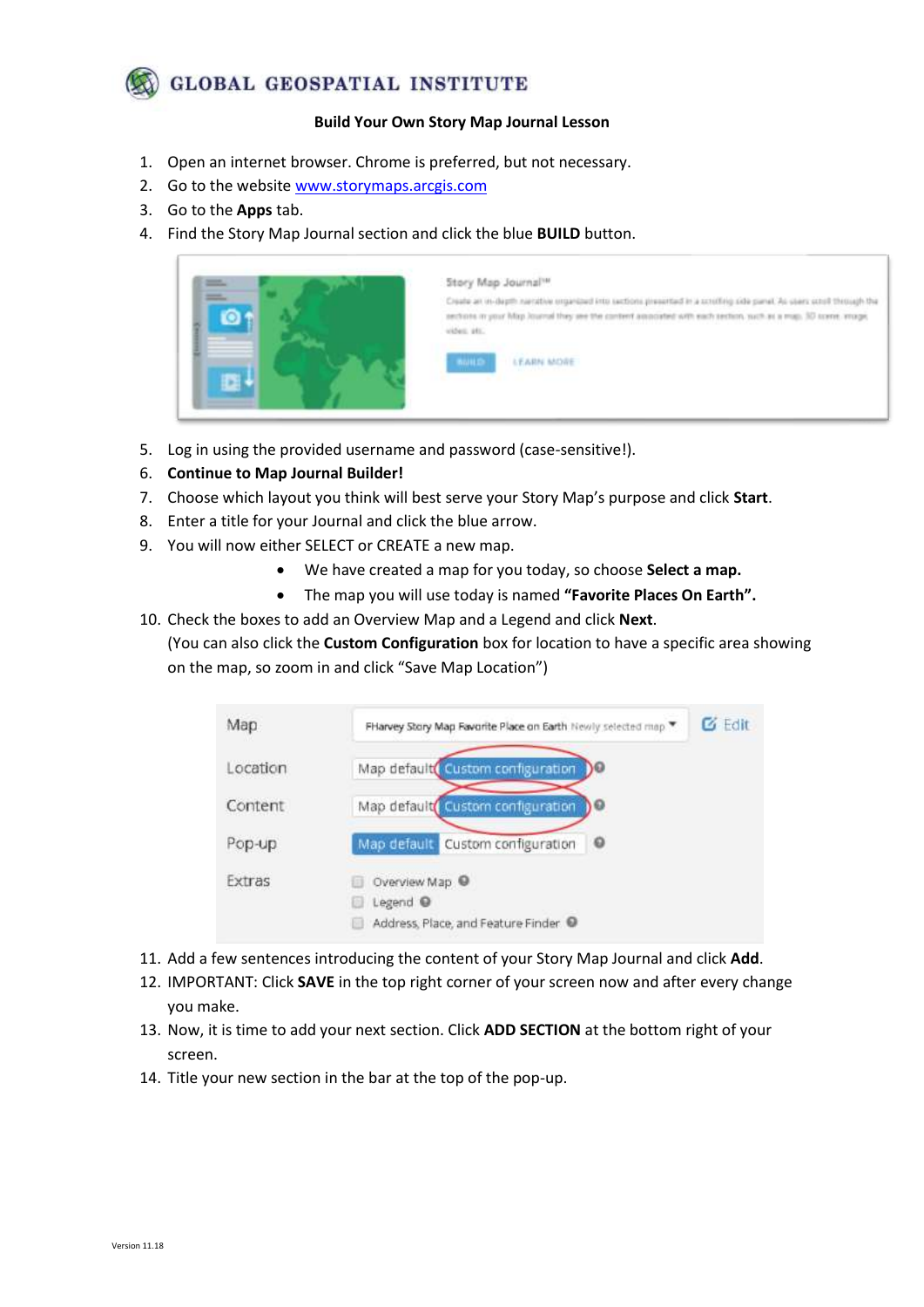# GLOBAL GEOSPATIAL INSTITUTE

**Build Your Own Story Map Journal Lesson**

1. Open an internet browser. Chrome is preferred, but not necessary.
2. Go to the website [www.storymaps.arcgis.com](www.storymaps.arcgis.com)
3. Go to the **Apps** tab.
4. Find the Story Map Journal section and click the blue **BUILD** button.
5. Log in using the provided username and password (case-sensitive!).
6. **Continue to Map Journal Builder!**
7. Choose which layout you think will best serve your Story Map's purpose and click **Start**.
8. Enter a title for your Journal and click the blue arrow.
9. You will now either SELECT or CREATE a new map.
   - We have created a map for you today, so choose **Select a map.**
   - The map you will use today is named **"Favorite Places On Earth".**
10. Check the boxes to add an Overview Map and a Legend and click **Next**.
    (You can also click the **Custom Configuration** box for location to have a specific area showing on the map, so zoom in and click "Save Map Location")
11. Add a few sentences introducing the content of your Story Map Journal and click **Add**.
12. IMPORTANT: Click **SAVE** in the top right corner of your screen now and after every change you make.
13. Now, it is time to add your next section. Click **ADD SECTION** at the bottom right of your screen.
14. Title your new section in the bar at the top of the pop-up.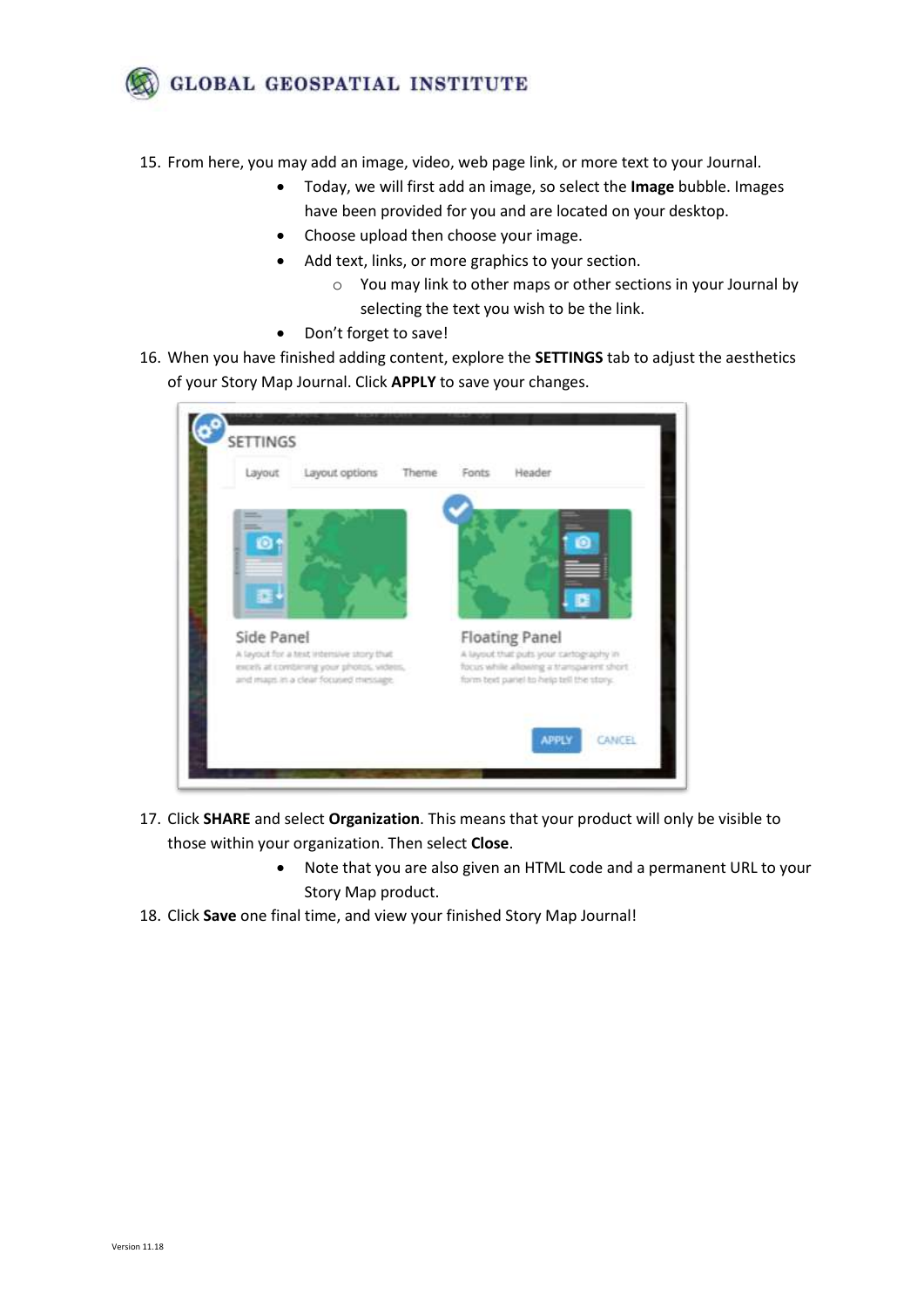15. From here, you may add an image, video, web page link, or more text to your Journal.
    - Today, we will first add an image, so select the **Image** bubble. Images have been provided for you and are located on your desktop.
    - Choose upload then choose your image.
    - Add text, links, or more graphics to your section.
        - You may link to other maps or other sections in your Journal by selecting the text you wish to be the link.
    - Don't forget to save!
16. When you have finished adding content, explore the **SETTINGS** tab to adjust the aesthetics of your Story Map Journal. Click **APPLY** to save your changes.
17. Click **SHARE** and select **Organization**. This means that your product will only be visible to those within your organization. Then select **Close**.
    - Note that you are also given an HTML code and a permanent URL to your Story Map product.
18. Click **Save** one final time, and view your finished Story Map Journal!